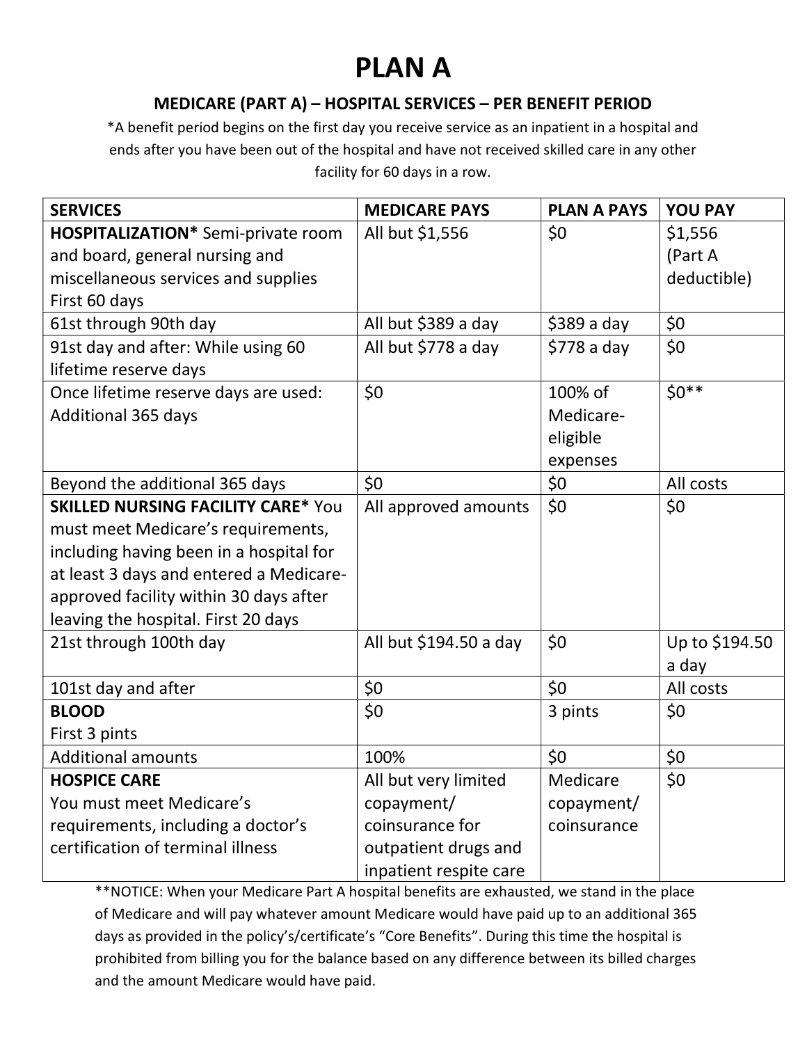# PLAN A

## MEDICARE (PART A) – HOSPITAL SERVICES – PER BENEFIT PERIOD

*A benefit period begins on the first day you receive service as an inpatient in a hospital and ends after you have been out of the hospital and have not received skilled care in any other facility for 60 days in a row.

| SERVICES | MEDICARE PAYS | PLAN A PAYS | YOU PAY |
|---|---|---|---|
| **HOSPITALIZATION*** Semi-private room and board, general nursing and miscellaneous services and supplies First 60 days | All but $1,556 | $0 | $1,556 (Part A deductible) |
| 61st through 90th day | All but $389 a day | $389 a day | $0 |
| 91st day and after: While using 60 lifetime reserve days | All but $778 a day | $778 a day | $0 |
| Once lifetime reserve days are used: Additional 365 days | $0 | 100% of Medicare-eligible expenses | $0** |
| Beyond the additional 365 days | $0 | $0 | All costs |
| **SKILLED NURSING FACILITY CARE*** You must meet Medicare's requirements, including having been in a hospital for at least 3 days and entered a Medicare-approved facility within 30 days after leaving the hospital. First 20 days | All approved amounts | $0 | $0 |
| 21st through 100th day | All but $194.50 a day | $0 | Up to $194.50 a day |
| 101st day and after | $0 | $0 | All costs |
| **BLOOD** First 3 pints | $0 | 3 pints | $0 |
| Additional amounts | 100% | $0 | $0 |
| **HOSPICE CARE** You must meet Medicare's requirements, including a doctor's certification of terminal illness | All but very limited copayment/ coinsurance for outpatient drugs and inpatient respite care | Medicare copayment/ coinsurance | $0 |

**NOTICE: When your Medicare Part A hospital benefits are exhausted, we stand in the place of Medicare and will pay whatever amount Medicare would have paid up to an additional 365 days as provided in the policy's/certificate's "Core Benefits". During this time the hospital is prohibited from billing you for the balance based on any difference between its billed charges and the amount Medicare would have paid.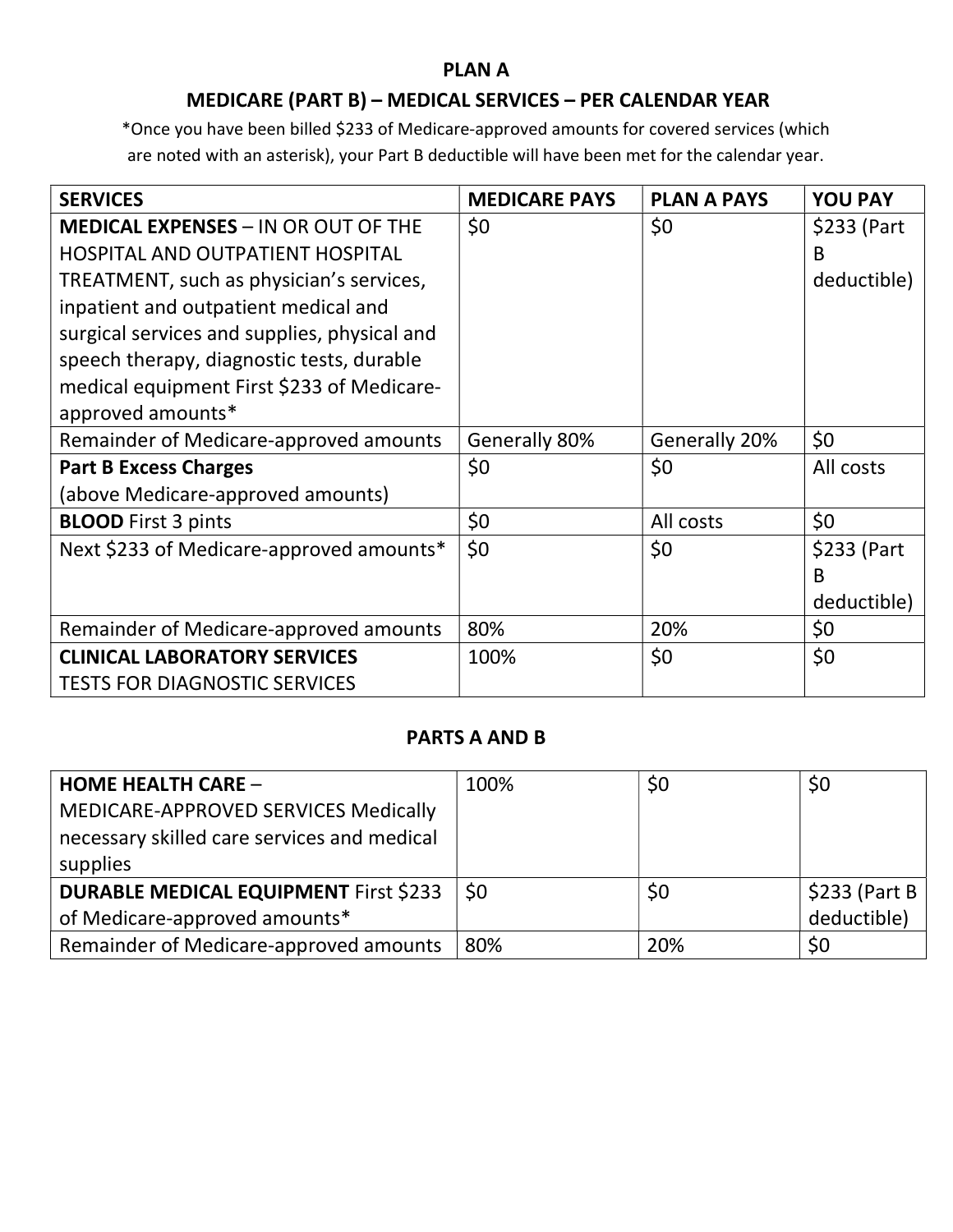**PLAN A**

**MEDICARE (PART B) – MEDICAL SERVICES – PER CALENDAR YEAR**

*Once you have been billed $233 of Medicare-approved amounts for covered services (which are noted with an asterisk), your Part B deductible will have been met for the calendar year.

| SERVICES | MEDICARE PAYS | PLAN A PAYS | YOU PAY |
|---|---|---|---|
| **MEDICAL EXPENSES** – IN OR OUT OF THE HOSPITAL AND OUTPATIENT HOSPITAL TREATMENT, such as physician's services, inpatient and outpatient medical and surgical services and supplies, physical and speech therapy, diagnostic tests, durable medical equipment First $233 of Medicare-approved amounts* | $0 | $0 | $233 (Part B deductible) |
| Remainder of Medicare-approved amounts | Generally 80% | Generally 20% | $0 |
| **Part B Excess Charges** (above Medicare-approved amounts) | $0 | $0 | All costs |
| **BLOOD** First 3 pints | $0 | All costs | $0 |
| Next $233 of Medicare-approved amounts* | $0 | $0 | $233 (Part B deductible) |
| Remainder of Medicare-approved amounts | 80% | 20% | $0 |
| **CLINICAL LABORATORY SERVICES** TESTS FOR DIAGNOSTIC SERVICES | 100% | $0 | $0 |

**PARTS A AND B**

| SERVICES | MEDICARE PAYS | PLAN A PAYS | YOU PAY |
|---|---|---|---|
| **HOME HEALTH CARE** – MEDICARE-APPROVED SERVICES Medically necessary skilled care services and medical supplies | 100% | $0 | $0 |
| **DURABLE MEDICAL EQUIPMENT** First $233 of Medicare-approved amounts* | $0 | $0 | $233 (Part B deductible) |
| Remainder of Medicare-approved amounts | 80% | 20% | $0 |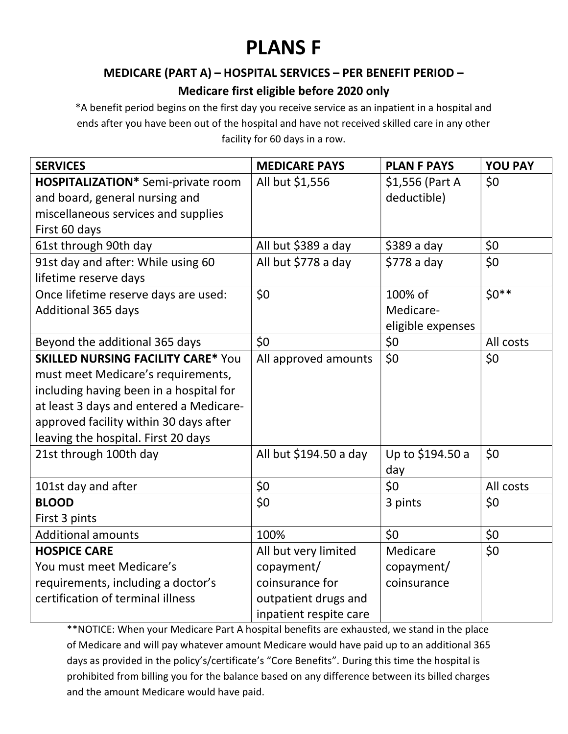# PLANS F

### MEDICARE (PART A) – HOSPITAL SERVICES – PER BENEFIT PERIOD – Medicare first eligible before 2020 only

*A benefit period begins on the first day you receive service as an inpatient in a hospital and ends after you have been out of the hospital and have not received skilled care in any other facility for 60 days in a row.

| SERVICES | MEDICARE PAYS | PLAN F PAYS | YOU PAY |
|---|---|---|---|
| **HOSPITALIZATION*** Semi-private room and board, general nursing and miscellaneous services and supplies First 60 days | All but $1,556 | $1,556 (Part A deductible) | $0 |
| 61st through 90th day | All but $389 a day | $389 a day | $0 |
| 91st day and after: While using 60 lifetime reserve days | All but $778 a day | $778 a day | $0 |
| Once lifetime reserve days are used: Additional 365 days | $0 | 100% of Medicare-eligible expenses | $0** |
| Beyond the additional 365 days | $0 | $0 | All costs |
| **SKILLED NURSING FACILITY CARE*** You must meet Medicare's requirements, including having been in a hospital for at least 3 days and entered a Medicare-approved facility within 30 days after leaving the hospital. First 20 days | All approved amounts | $0 | $0 |
| 21st through 100th day | All but $194.50 a day | Up to $194.50 a day | $0 |
| 101st day and after | $0 | $0 | All costs |
| **BLOOD** First 3 pints | $0 | 3 pints | $0 |
| Additional amounts | 100% | $0 | $0 |
| **HOSPICE CARE** You must meet Medicare's requirements, including a doctor's certification of terminal illness | All but very limited copayment/ coinsurance for outpatient drugs and inpatient respite care | Medicare copayment/ coinsurance | $0 |

**NOTICE: When your Medicare Part A hospital benefits are exhausted, we stand in the place of Medicare and will pay whatever amount Medicare would have paid up to an additional 365 days as provided in the policy's/certificate's "Core Benefits". During this time the hospital is prohibited from billing you for the balance based on any difference between its billed charges and the amount Medicare would have paid.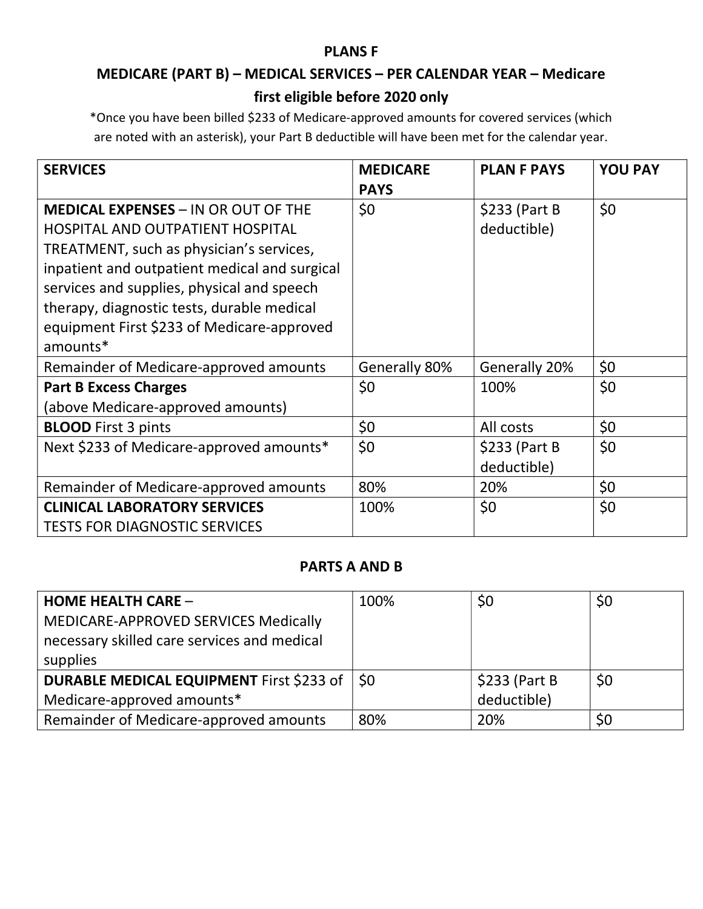# PLANS F

## MEDICARE (PART B) – MEDICAL SERVICES – PER CALENDAR YEAR – Medicare first eligible before 2020 only

*Once you have been billed $233 of Medicare-approved amounts for covered services (which are noted with an asterisk), your Part B deductible will have been met for the calendar year.

| SERVICES | MEDICARE PAYS | PLAN F PAYS | YOU PAY |
|---|---|---|---|
| **MEDICAL EXPENSES** – IN OR OUT OF THE HOSPITAL AND OUTPATIENT HOSPITAL TREATMENT, such as physician's services, inpatient and outpatient medical and surgical services and supplies, physical and speech therapy, diagnostic tests, durable medical equipment First $233 of Medicare-approved amounts* | $0 | $233 (Part B deductible) | $0 |
| Remainder of Medicare-approved amounts | Generally 80% | Generally 20% | $0 |
| **Part B Excess Charges** (above Medicare-approved amounts) | $0 | 100% | $0 |
| **BLOOD** First 3 pints | $0 | All costs | $0 |
| Next $233 of Medicare-approved amounts* | $0 | $233 (Part B deductible) | $0 |
| Remainder of Medicare-approved amounts | 80% | 20% | $0 |
| **CLINICAL LABORATORY SERVICES** TESTS FOR DIAGNOSTIC SERVICES | 100% | $0 | $0 |

## PARTS A AND B

| | | | |
|---|---|---|---|
| **HOME HEALTH CARE** – MEDICARE-APPROVED SERVICES Medically necessary skilled care services and medical supplies | 100% | $0 | $0 |
| **DURABLE MEDICAL EQUIPMENT** First $233 of Medicare-approved amounts* | $0 | $233 (Part B deductible) | $0 |
| Remainder of Medicare-approved amounts | 80% | 20% | $0 |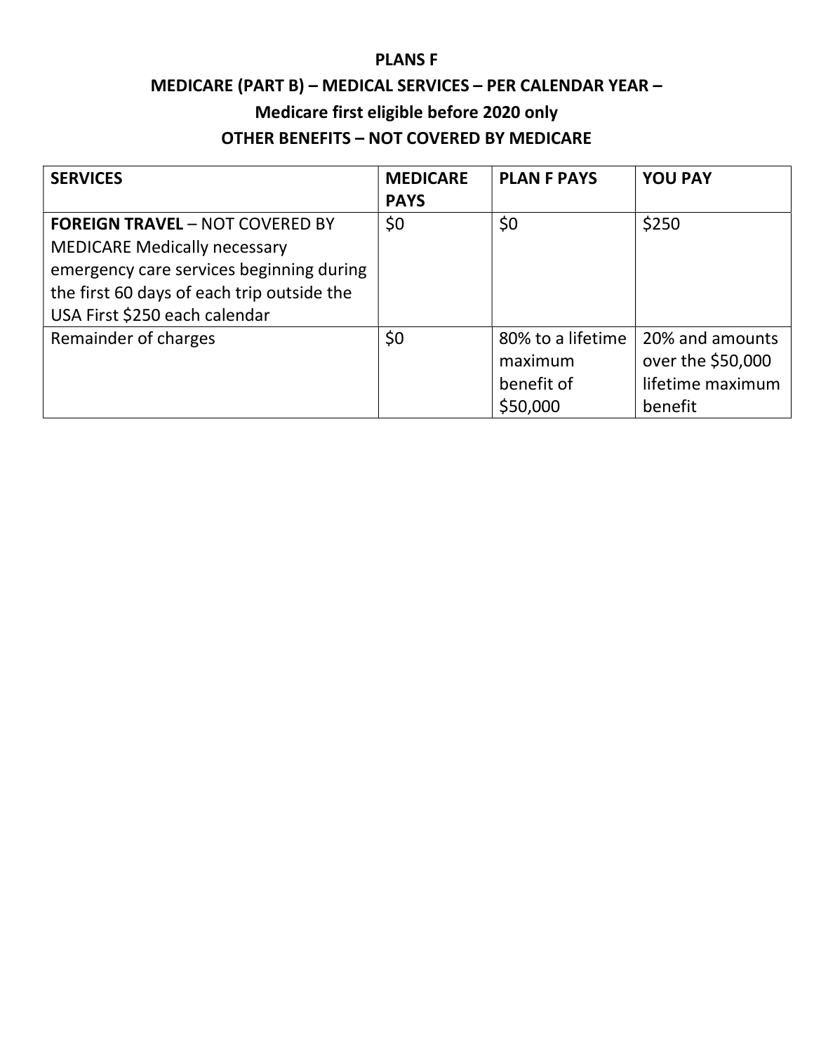**PLANS F**

**MEDICARE (PART B) – MEDICAL SERVICES – PER CALENDAR YEAR –**

**Medicare first eligible before 2020 only**

**OTHER BENEFITS – NOT COVERED BY MEDICARE**

| SERVICES | MEDICARE PAYS | PLAN F PAYS | YOU PAY |
|---|---|---|---|
| **FOREIGN TRAVEL** – NOT COVERED BY MEDICARE Medically necessary emergency care services beginning during the first 60 days of each trip outside the USA First $250 each calendar | $0 | $0 | $250 |
| Remainder of charges | $0 | 80% to a lifetime maximum benefit of $50,000 | 20% and amounts over the $50,000 lifetime maximum benefit |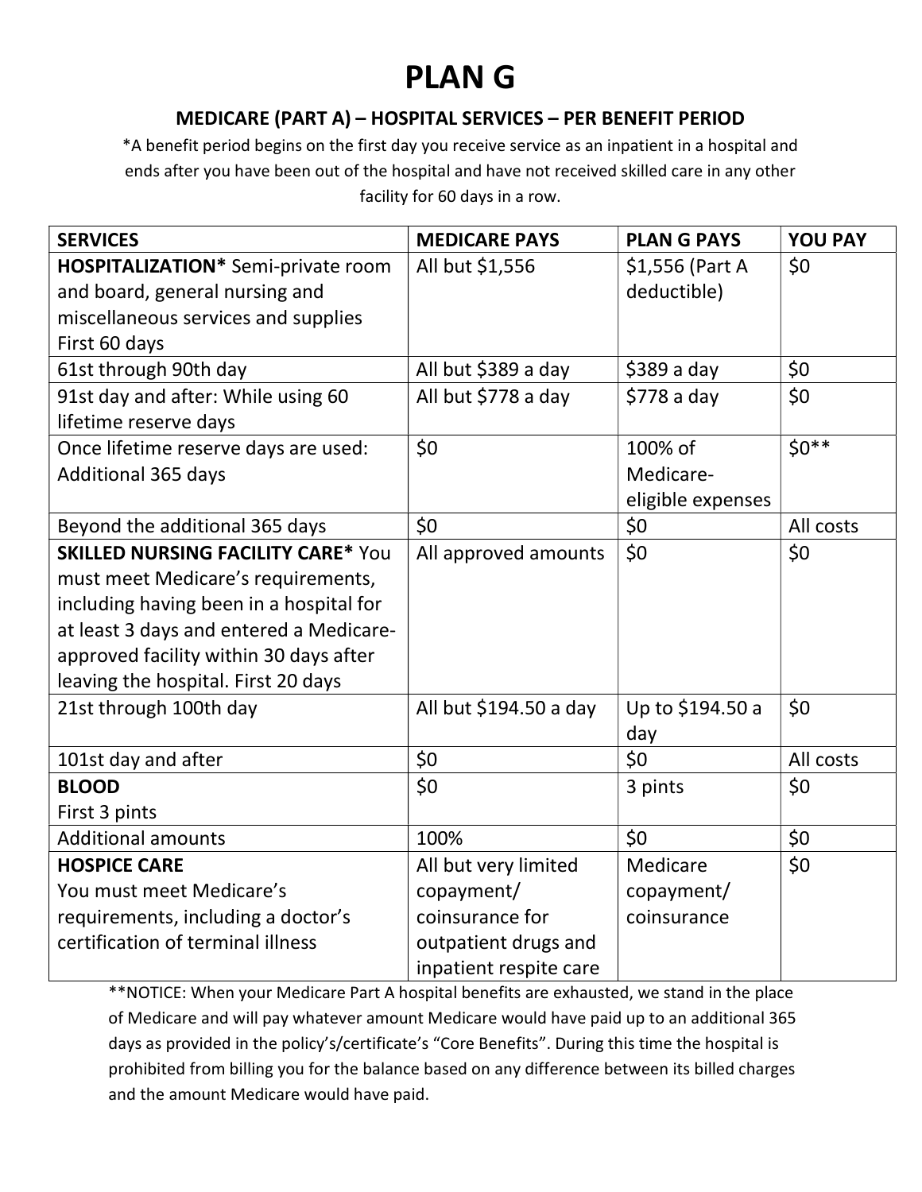# PLAN G

## MEDICARE (PART A) – HOSPITAL SERVICES – PER BENEFIT PERIOD

*A benefit period begins on the first day you receive service as an inpatient in a hospital and ends after you have been out of the hospital and have not received skilled care in any other facility for 60 days in a row.

| SERVICES | MEDICARE PAYS | PLAN G PAYS | YOU PAY |
|---|---|---|---|
| **HOSPITALIZATION*** Semi-private room and board, general nursing and miscellaneous services and supplies First 60 days | All but $1,556 | $1,556 (Part A deductible) | $0 |
| 61st through 90th day | All but $389 a day | $389 a day | $0 |
| 91st day and after: While using 60 lifetime reserve days | All but $778 a day | $778 a day | $0 |
| Once lifetime reserve days are used: Additional 365 days | $0 | 100% of Medicare-eligible expenses | $0** |
| Beyond the additional 365 days | $0 | $0 | All costs |
| **SKILLED NURSING FACILITY CARE*** You must meet Medicare's requirements, including having been in a hospital for at least 3 days and entered a Medicare-approved facility within 30 days after leaving the hospital. First 20 days | All approved amounts | $0 | $0 |
| 21st through 100th day | All but $194.50 a day | Up to $194.50 a day | $0 |
| 101st day and after | $0 | $0 | All costs |
| **BLOOD** First 3 pints | $0 | 3 pints | $0 |
| Additional amounts | 100% | $0 | $0 |
| **HOSPICE CARE** You must meet Medicare's requirements, including a doctor's certification of terminal illness | All but very limited copayment/ coinsurance for outpatient drugs and inpatient respite care | Medicare copayment/ coinsurance | $0 |

**NOTICE: When your Medicare Part A hospital benefits are exhausted, we stand in the place of Medicare and will pay whatever amount Medicare would have paid up to an additional 365 days as provided in the policy's/certificate's "Core Benefits". During this time the hospital is prohibited from billing you for the balance based on any difference between its billed charges and the amount Medicare would have paid.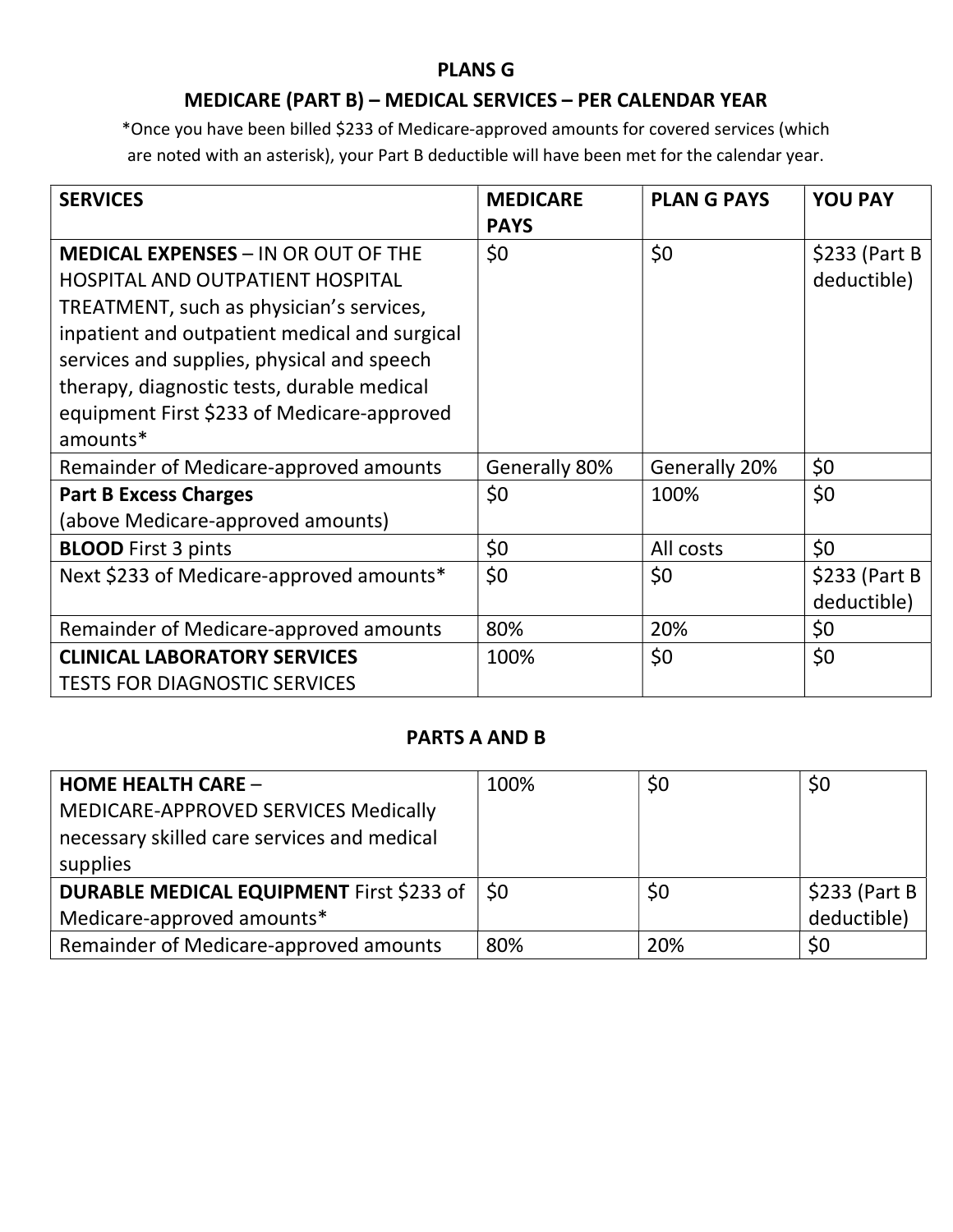**PLANS G**

**MEDICARE (PART B) – MEDICAL SERVICES – PER CALENDAR YEAR**

*Once you have been billed $233 of Medicare-approved amounts for covered services (which are noted with an asterisk), your Part B deductible will have been met for the calendar year.

| SERVICES | MEDICARE PAYS | PLAN G PAYS | YOU PAY |
|---|---|---|---|
| **MEDICAL EXPENSES** – IN OR OUT OF THE HOSPITAL AND OUTPATIENT HOSPITAL TREATMENT, such as physician's services, inpatient and outpatient medical and surgical services and supplies, physical and speech therapy, diagnostic tests, durable medical equipment First $233 of Medicare-approved amounts* | $0 | $0 | $233 (Part B deductible) |
| Remainder of Medicare-approved amounts | Generally 80% | Generally 20% | $0 |
| **Part B Excess Charges** (above Medicare-approved amounts) | $0 | 100% | $0 |
| **BLOOD** First 3 pints | $0 | All costs | $0 |
| Next $233 of Medicare-approved amounts* | $0 | $0 | $233 (Part B deductible) |
| Remainder of Medicare-approved amounts | 80% | 20% | $0 |
| **CLINICAL LABORATORY SERVICES** TESTS FOR DIAGNOSTIC SERVICES | 100% | $0 | $0 |

**PARTS A AND B**

| SERVICES | MEDICARE PAYS | PLAN G PAYS | YOU PAY |
|---|---|---|---|
| **HOME HEALTH CARE** – MEDICARE-APPROVED SERVICES Medically necessary skilled care services and medical supplies | 100% | $0 | $0 |
| **DURABLE MEDICAL EQUIPMENT** First $233 of Medicare-approved amounts* | $0 | $0 | $233 (Part B deductible) |
| Remainder of Medicare-approved amounts | 80% | 20% | $0 |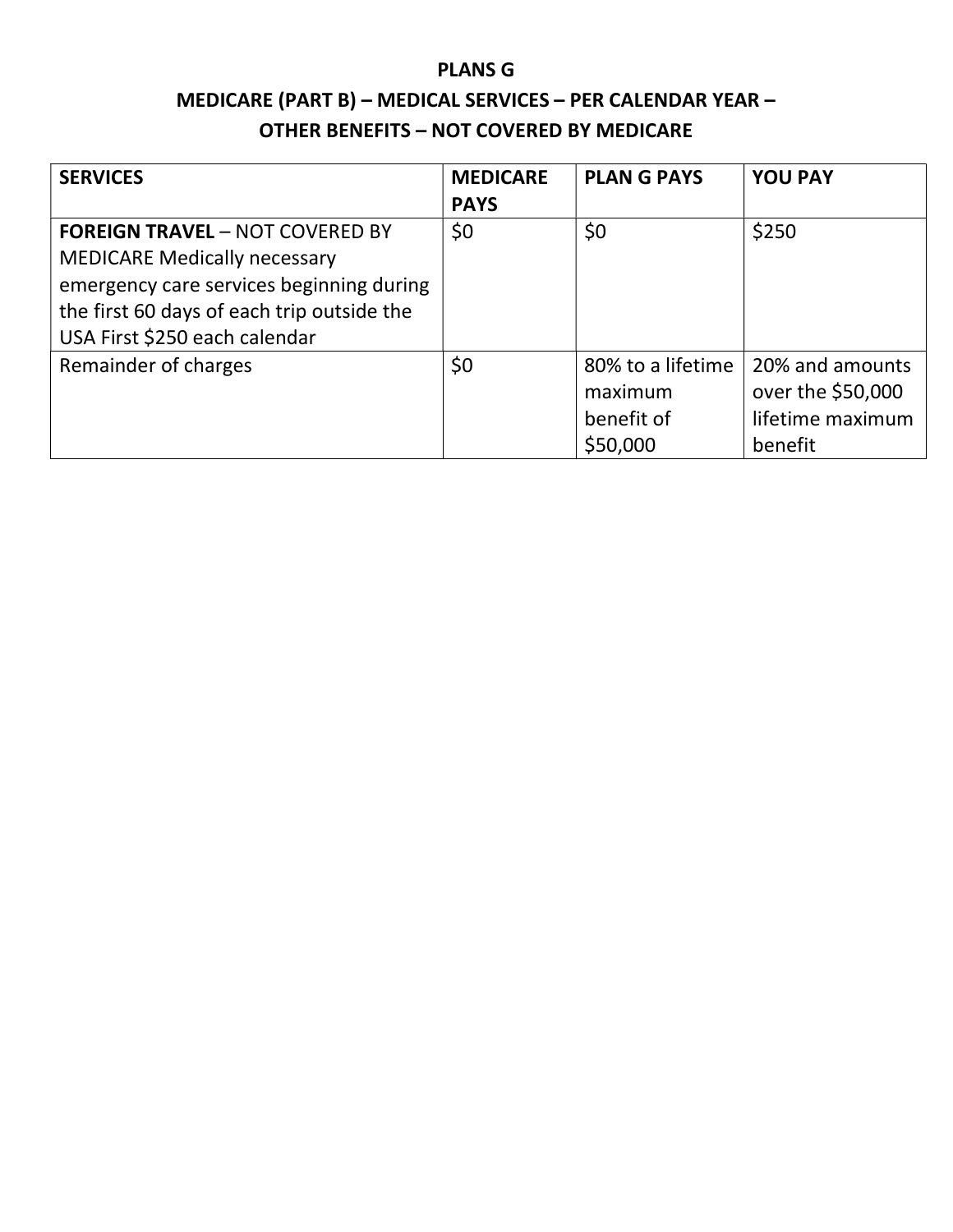**PLANS G**

**MEDICARE (PART B) – MEDICAL SERVICES – PER CALENDAR YEAR –**

**OTHER BENEFITS – NOT COVERED BY MEDICARE**

| SERVICES | MEDICARE PAYS | PLAN G PAYS | YOU PAY |
|---|---|---|---|
| **FOREIGN TRAVEL** – NOT COVERED BY MEDICARE Medically necessary emergency care services beginning during the first 60 days of each trip outside the USA First $250 each calendar | $0 | $0 | $250 |
| Remainder of charges | $0 | 80% to a lifetime maximum benefit of $50,000 | 20% and amounts over the $50,000 lifetime maximum benefit |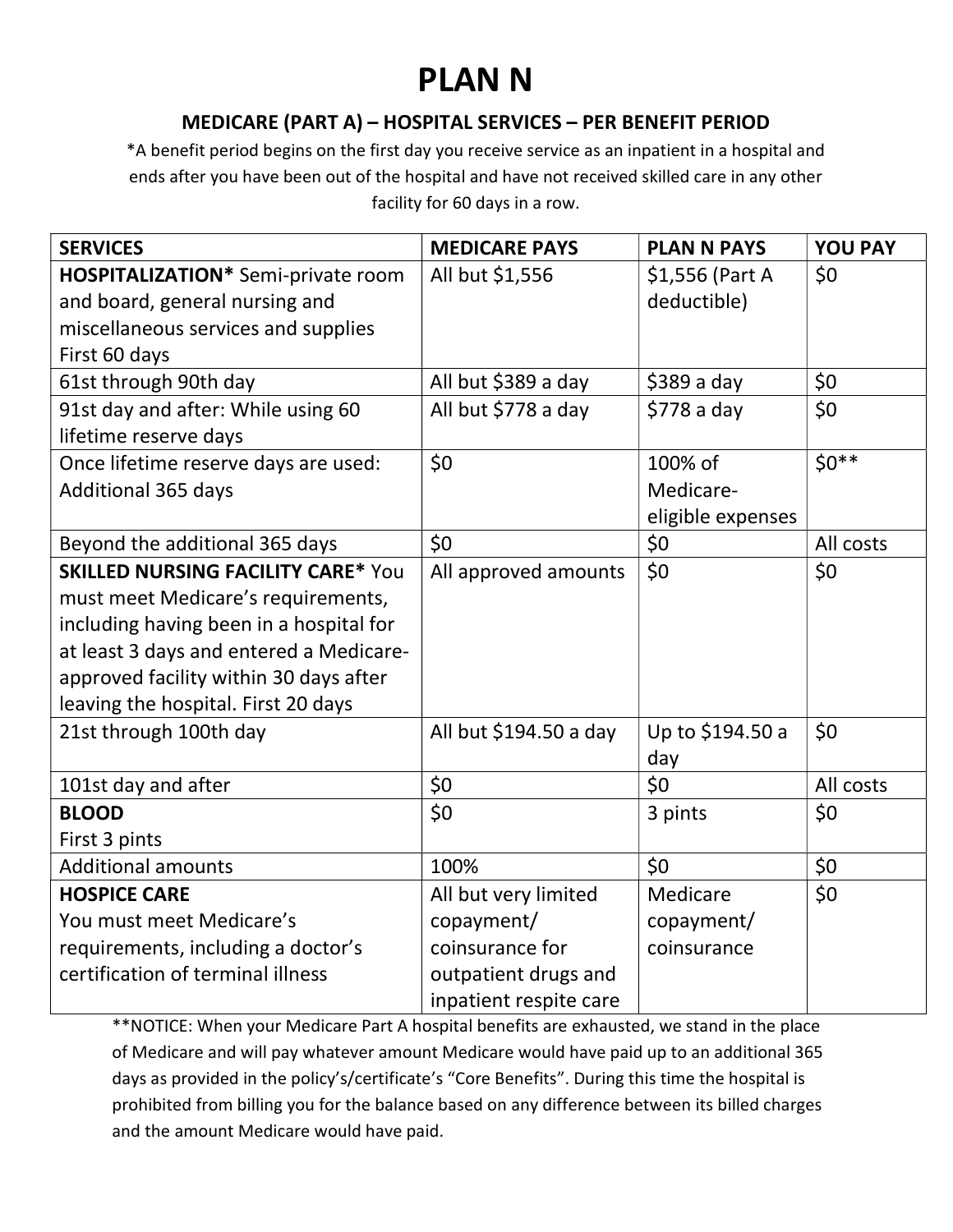# PLAN N

## MEDICARE (PART A) – HOSPITAL SERVICES – PER BENEFIT PERIOD

*A benefit period begins on the first day you receive service as an inpatient in a hospital and ends after you have been out of the hospital and have not received skilled care in any other facility for 60 days in a row.

| SERVICES | MEDICARE PAYS | PLAN N PAYS | YOU PAY |
|---|---|---|---|
| **HOSPITALIZATION*** Semi-private room and board, general nursing and miscellaneous services and supplies First 60 days | All but $1,556 | $1,556 (Part A deductible) | $0 |
| 61st through 90th day | All but $389 a day | $389 a day | $0 |
| 91st day and after: While using 60 lifetime reserve days | All but $778 a day | $778 a day | $0 |
| Once lifetime reserve days are used: Additional 365 days | $0 | 100% of Medicare-eligible expenses | $0** |
| Beyond the additional 365 days | $0 | $0 | All costs |
| **SKILLED NURSING FACILITY CARE*** You must meet Medicare's requirements, including having been in a hospital for at least 3 days and entered a Medicare-approved facility within 30 days after leaving the hospital. First 20 days | All approved amounts | $0 | $0 |
| 21st through 100th day | All but $194.50 a day | Up to $194.50 a day | $0 |
| 101st day and after | $0 | $0 | All costs |
| **BLOOD** First 3 pints | $0 | 3 pints | $0 |
| Additional amounts | 100% | $0 | $0 |
| **HOSPICE CARE** You must meet Medicare's requirements, including a doctor's certification of terminal illness | All but very limited copayment/ coinsurance for outpatient drugs and inpatient respite care | Medicare copayment/ coinsurance | $0 |

**NOTICE: When your Medicare Part A hospital benefits are exhausted, we stand in the place of Medicare and will pay whatever amount Medicare would have paid up to an additional 365 days as provided in the policy's/certificate's "Core Benefits". During this time the hospital is prohibited from billing you for the balance based on any difference between its billed charges and the amount Medicare would have paid.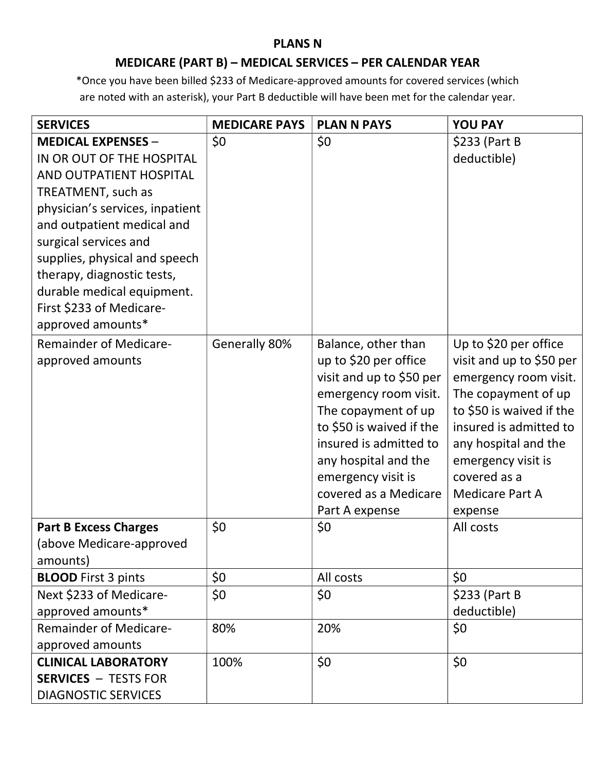**PLANS N**

**MEDICARE (PART B) – MEDICAL SERVICES – PER CALENDAR YEAR**

*Once you have been billed $233 of Medicare-approved amounts for covered services (which are noted with an asterisk), your Part B deductible will have been met for the calendar year.

| SERVICES | MEDICARE PAYS | PLAN N PAYS | YOU PAY |
|---|---|---|---|
| **MEDICAL EXPENSES** – IN OR OUT OF THE HOSPITAL AND OUTPATIENT HOSPITAL TREATMENT, such as physician's services, inpatient and outpatient medical and surgical services and supplies, physical and speech therapy, diagnostic tests, durable medical equipment. First $233 of Medicare-approved amounts* | $0 | $0 | $233 (Part B deductible) |
| Remainder of Medicare-approved amounts | Generally 80% | Balance, other than up to $20 per office visit and up to $50 per emergency room visit. The copayment of up to $50 is waived if the insured is admitted to any hospital and the emergency visit is covered as a Medicare Part A expense | Up to $20 per office visit and up to $50 per emergency room visit. The copayment of up to $50 is waived if the insured is admitted to any hospital and the emergency visit is covered as a Medicare Part A expense |
| **Part B Excess Charges** (above Medicare-approved amounts) | $0 | $0 | All costs |
| **BLOOD** First 3 pints | $0 | All costs | $0 |
| Next $233 of Medicare-approved amounts* | $0 | $0 | $233 (Part B deductible) |
| Remainder of Medicare-approved amounts | 80% | 20% | $0 |
| **CLINICAL LABORATORY SERVICES** – TESTS FOR DIAGNOSTIC SERVICES | 100% | $0 | $0 |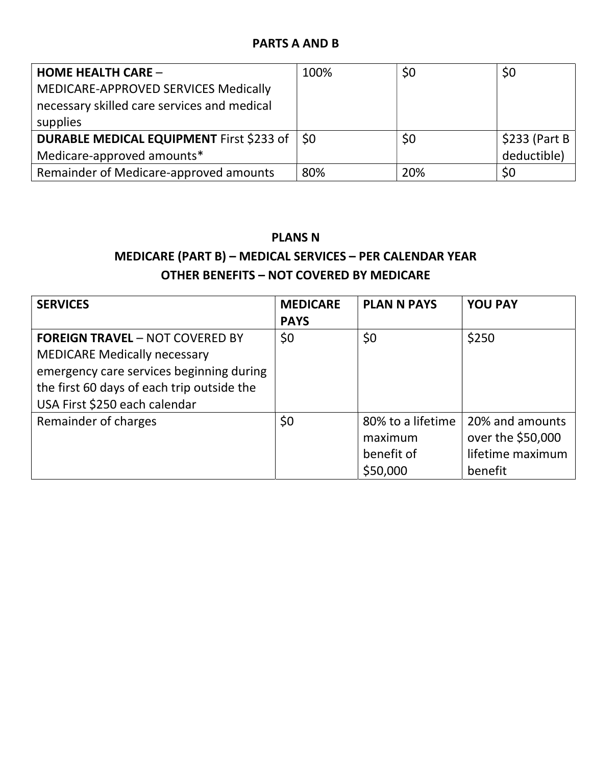**PARTS A AND B**

| | | | |
|---|---|---|---|
| **HOME HEALTH CARE** – MEDICARE-APPROVED SERVICES Medically necessary skilled care services and medical supplies | 100% | $0 | $0 |
| **DURABLE MEDICAL EQUIPMENT** First $233 of Medicare-approved amounts* | $0 | $0 | $233 (Part B deductible) |
| Remainder of Medicare-approved amounts | 80% | 20% | $0 |

**PLANS N**

**MEDICARE (PART B) – MEDICAL SERVICES – PER CALENDAR YEAR**

**OTHER BENEFITS – NOT COVERED BY MEDICARE**

| **SERVICES** | **MEDICARE PAYS** | **PLAN N PAYS** | **YOU PAY** |
|---|---|---|---|
| **FOREIGN TRAVEL** – NOT COVERED BY MEDICARE Medically necessary emergency care services beginning during the first 60 days of each trip outside the USA First $250 each calendar | $0 | $0 | $250 |
| Remainder of charges | $0 | 80% to a lifetime maximum benefit of $50,000 | 20% and amounts over the $50,000 lifetime maximum benefit |